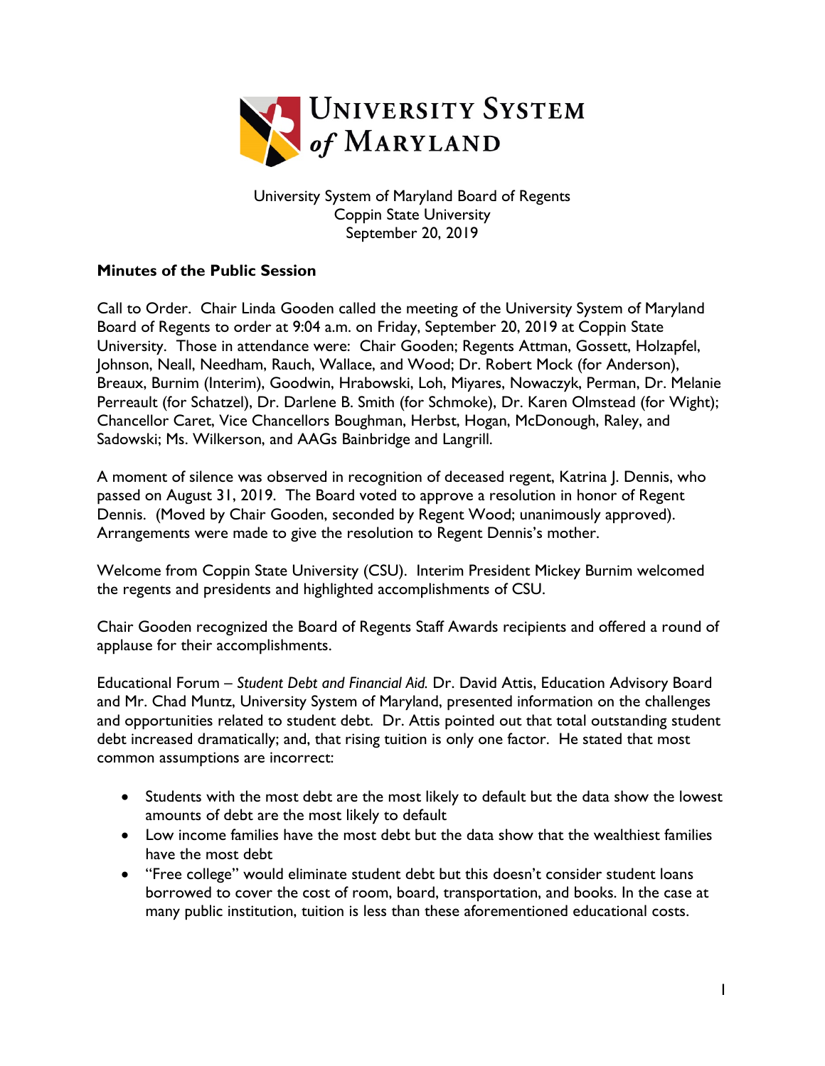# University System of Maryland

University System of Maryland Board of Regents
Coppin State University
September 20, 2019

**Minutes of the Public Session**

Call to Order. Chair Linda Gooden called the meeting of the University System of Maryland Board of Regents to order at 9:04 a.m. on Friday, September 20, 2019 at Coppin State University. Those in attendance were: Chair Gooden; Regents Attman, Gossett, Holzapfel, Johnson, Neall, Needham, Rauch, Wallace, and Wood; Dr. Robert Mock (for Anderson), Breaux, Burnim (Interim), Goodwin, Hrabowski, Loh, Miyares, Nowaczyk, Perman, Dr. Melanie Perreault (for Schatzel), Dr. Darlene B. Smith (for Schmoke), Dr. Karen Olmstead (for Wight); Chancellor Caret, Vice Chancellors Boughman, Herbst, Hogan, McDonough, Raley, and Sadowski; Ms. Wilkerson, and AAGs Bainbridge and Langrill.

A moment of silence was observed in recognition of deceased regent, Katrina J. Dennis, who passed on August 31, 2019. The Board voted to approve a resolution in honor of Regent Dennis. (Moved by Chair Gooden, seconded by Regent Wood; unanimously approved). Arrangements were made to give the resolution to Regent Dennis's mother.

Welcome from Coppin State University (CSU). Interim President Mickey Burnim welcomed the regents and presidents and highlighted accomplishments of CSU.

Chair Gooden recognized the Board of Regents Staff Awards recipients and offered a round of applause for their accomplishments.

Educational Forum – *Student Debt and Financial Aid.* Dr. David Attis, Education Advisory Board and Mr. Chad Muntz, University System of Maryland, presented information on the challenges and opportunities related to student debt. Dr. Attis pointed out that total outstanding student debt increased dramatically; and, that rising tuition is only one factor. He stated that most common assumptions are incorrect:

- Students with the most debt are the most likely to default but the data show the lowest amounts of debt are the most likely to default
- Low income families have the most debt but the data show that the wealthiest families have the most debt
- "Free college" would eliminate student debt but this doesn't consider student loans borrowed to cover the cost of room, board, transportation, and books. In the case at many public institution, tuition is less than these aforementioned educational costs.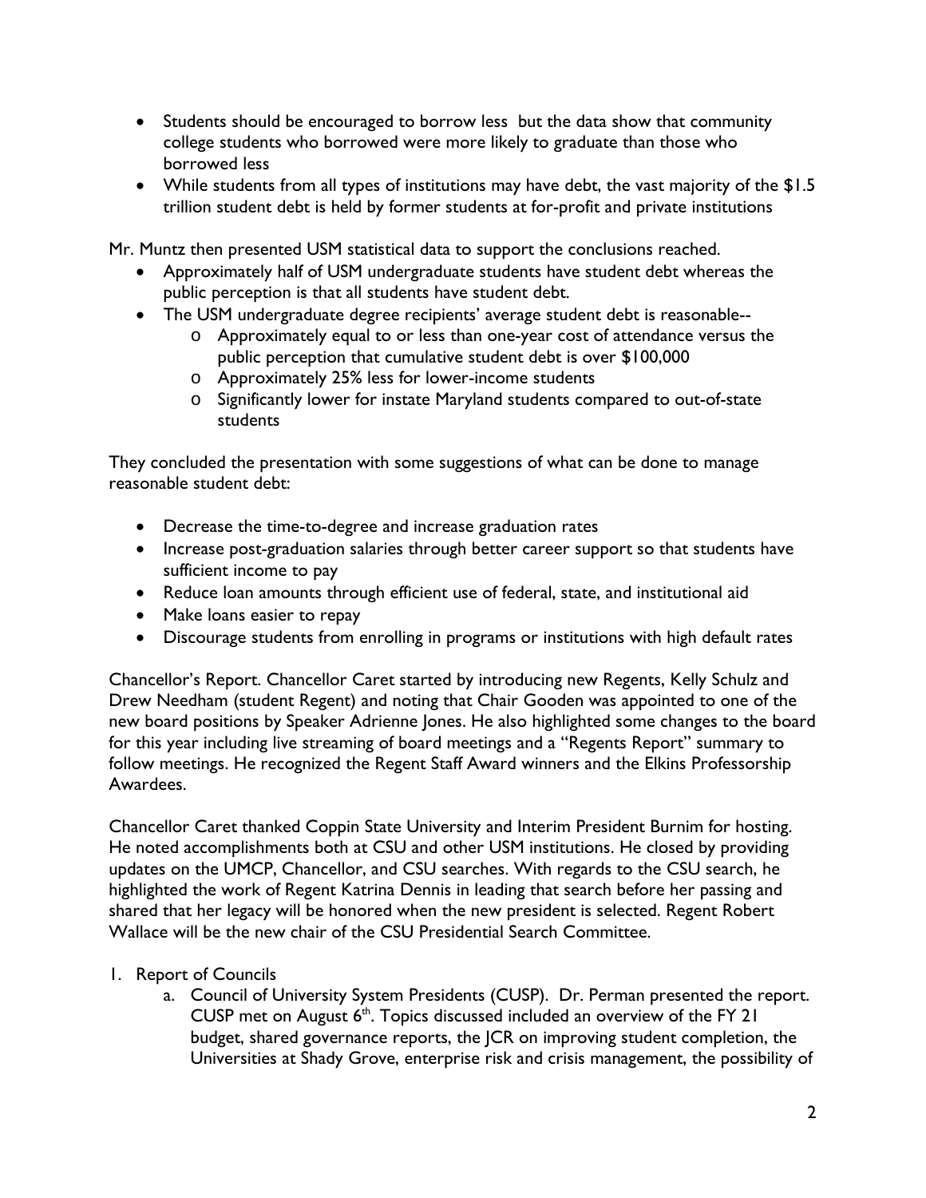- Students should be encouraged to borrow less but the data show that community college students who borrowed were more likely to graduate than those who borrowed less
- While students from all types of institutions may have debt, the vast majority of the $1.5 trillion student debt is held by former students at for-profit and private institutions

Mr. Muntz then presented USM statistical data to support the conclusions reached.

- Approximately half of USM undergraduate students have student debt whereas the public perception is that all students have student debt.
- The USM undergraduate degree recipients' average student debt is reasonable--
  - Approximately equal to or less than one-year cost of attendance versus the public perception that cumulative student debt is over $100,000
  - Approximately 25% less for lower-income students
  - Significantly lower for instate Maryland students compared to out-of-state students

They concluded the presentation with some suggestions of what can be done to manage reasonable student debt:

- Decrease the time-to-degree and increase graduation rates
- Increase post-graduation salaries through better career support so that students have sufficient income to pay
- Reduce loan amounts through efficient use of federal, state, and institutional aid
- Make loans easier to repay
- Discourage students from enrolling in programs or institutions with high default rates

Chancellor's Report. Chancellor Caret started by introducing new Regents, Kelly Schulz and Drew Needham (student Regent) and noting that Chair Gooden was appointed to one of the new board positions by Speaker Adrienne Jones. He also highlighted some changes to the board for this year including live streaming of board meetings and a "Regents Report" summary to follow meetings. He recognized the Regent Staff Award winners and the Elkins Professorship Awardees.

Chancellor Caret thanked Coppin State University and Interim President Burnim for hosting. He noted accomplishments both at CSU and other USM institutions. He closed by providing updates on the UMCP, Chancellor, and CSU searches. With regards to the CSU search, he highlighted the work of Regent Katrina Dennis in leading that search before her passing and shared that her legacy will be honored when the new president is selected. Regent Robert Wallace will be the new chair of the CSU Presidential Search Committee.

1. Report of Councils
   a. Council of University System Presidents (CUSP). Dr. Perman presented the report. CUSP met on August 6th. Topics discussed included an overview of the FY 21 budget, shared governance reports, the JCR on improving student completion, the Universities at Shady Grove, enterprise risk and crisis management, the possibility of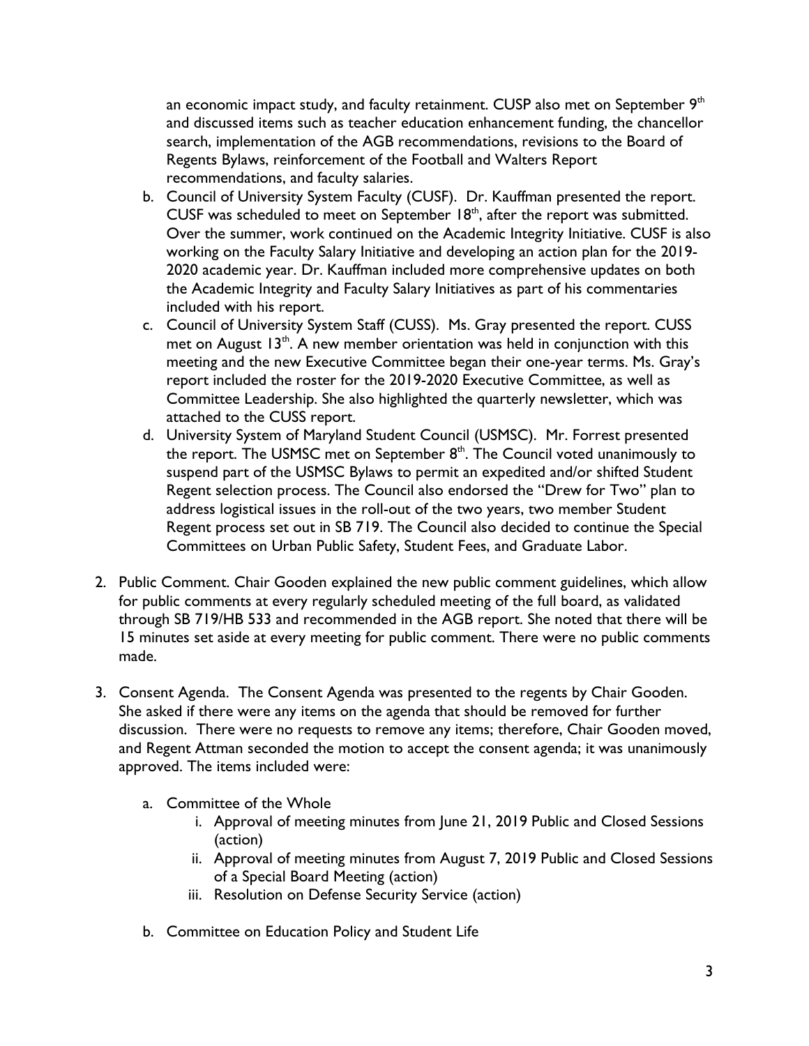an economic impact study, and faculty retainment. CUSP also met on September 9th and discussed items such as teacher education enhancement funding, the chancellor search, implementation of the AGB recommendations, revisions to the Board of Regents Bylaws, reinforcement of the Football and Walters Report recommendations, and faculty salaries.

b. Council of University System Faculty (CUSF). Dr. Kauffman presented the report. CUSF was scheduled to meet on September 18th, after the report was submitted. Over the summer, work continued on the Academic Integrity Initiative. CUSF is also working on the Faculty Salary Initiative and developing an action plan for the 2019-2020 academic year. Dr. Kauffman included more comprehensive updates on both the Academic Integrity and Faculty Salary Initiatives as part of his commentaries included with his report.

c. Council of University System Staff (CUSS). Ms. Gray presented the report. CUSS met on August 13th. A new member orientation was held in conjunction with this meeting and the new Executive Committee began their one-year terms. Ms. Gray's report included the roster for the 2019-2020 Executive Committee, as well as Committee Leadership. She also highlighted the quarterly newsletter, which was attached to the CUSS report.

d. University System of Maryland Student Council (USMSC). Mr. Forrest presented the report. The USMSC met on September 8th. The Council voted unanimously to suspend part of the USMSC Bylaws to permit an expedited and/or shifted Student Regent selection process. The Council also endorsed the "Drew for Two" plan to address logistical issues in the roll-out of the two years, two member Student Regent process set out in SB 719. The Council also decided to continue the Special Committees on Urban Public Safety, Student Fees, and Graduate Labor.

2. Public Comment. Chair Gooden explained the new public comment guidelines, which allow for public comments at every regularly scheduled meeting of the full board, as validated through SB 719/HB 533 and recommended in the AGB report. She noted that there will be 15 minutes set aside at every meeting for public comment. There were no public comments made.

3. Consent Agenda. The Consent Agenda was presented to the regents by Chair Gooden. She asked if there were any items on the agenda that should be removed for further discussion. There were no requests to remove any items; therefore, Chair Gooden moved, and Regent Attman seconded the motion to accept the consent agenda; it was unanimously approved. The items included were:

   a. Committee of the Whole
      i. Approval of meeting minutes from June 21, 2019 Public and Closed Sessions (action)
      ii. Approval of meeting minutes from August 7, 2019 Public and Closed Sessions of a Special Board Meeting (action)
      iii. Resolution on Defense Security Service (action)

   b. Committee on Education Policy and Student Life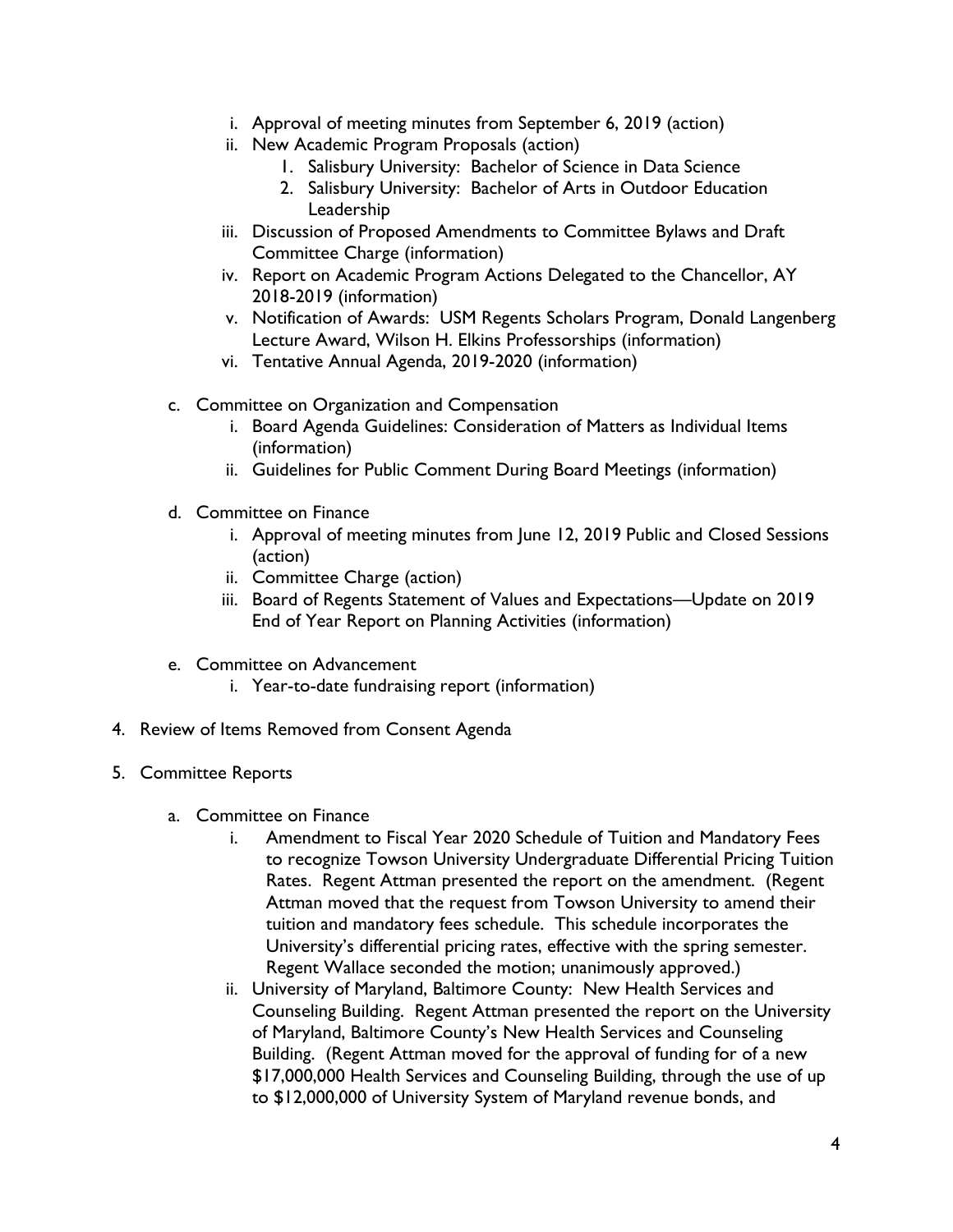- i. Approval of meeting minutes from September 6, 2019 (action)
- ii. New Academic Program Proposals (action)
  1. Salisbury University: Bachelor of Science in Data Science
  2. Salisbury University: Bachelor of Arts in Outdoor Education Leadership
- iii. Discussion of Proposed Amendments to Committee Bylaws and Draft Committee Charge (information)
- iv. Report on Academic Program Actions Delegated to the Chancellor, AY 2018-2019 (information)
- v. Notification of Awards: USM Regents Scholars Program, Donald Langenberg Lecture Award, Wilson H. Elkins Professorships (information)
- vi. Tentative Annual Agenda, 2019-2020 (information)

c. Committee on Organization and Compensation
- i. Board Agenda Guidelines: Consideration of Matters as Individual Items (information)
- ii. Guidelines for Public Comment During Board Meetings (information)

d. Committee on Finance
- i. Approval of meeting minutes from June 12, 2019 Public and Closed Sessions (action)
- ii. Committee Charge (action)
- iii. Board of Regents Statement of Values and Expectations—Update on 2019 End of Year Report on Planning Activities (information)

e. Committee on Advancement
- i. Year-to-date fundraising report (information)

4. Review of Items Removed from Consent Agenda

5. Committee Reports

a. Committee on Finance
- i. Amendment to Fiscal Year 2020 Schedule of Tuition and Mandatory Fees to recognize Towson University Undergraduate Differential Pricing Tuition Rates. Regent Attman presented the report on the amendment. (Regent Attman moved that the request from Towson University to amend their tuition and mandatory fees schedule. This schedule incorporates the University's differential pricing rates, effective with the spring semester. Regent Wallace seconded the motion; unanimously approved.)
- ii. University of Maryland, Baltimore County: New Health Services and Counseling Building. Regent Attman presented the report on the University of Maryland, Baltimore County's New Health Services and Counseling Building. (Regent Attman moved for the approval of funding for of a new $17,000,000 Health Services and Counseling Building, through the use of up to $12,000,000 of University System of Maryland revenue bonds, and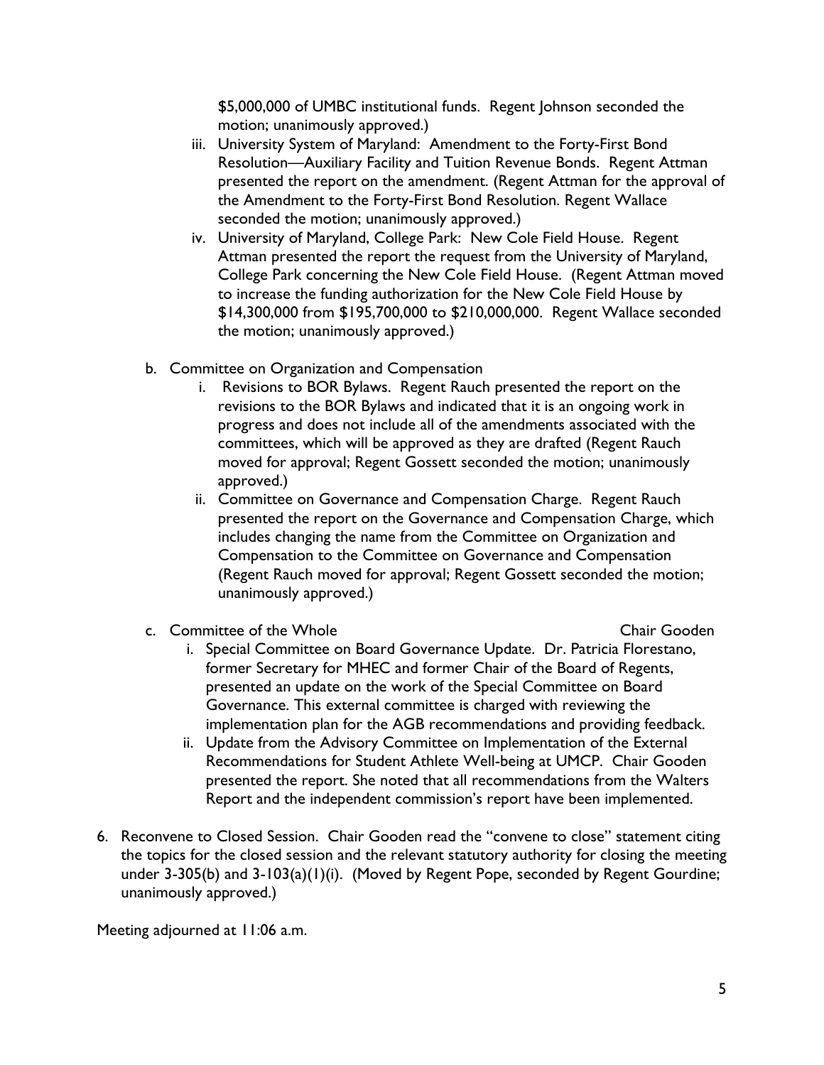$5,000,000 of UMBC institutional funds. Regent Johnson seconded the motion; unanimously approved.)

iii. University System of Maryland: Amendment to the Forty-First Bond Resolution—Auxiliary Facility and Tuition Revenue Bonds. Regent Attman presented the report on the amendment. (Regent Attman for the approval of the Amendment to the Forty-First Bond Resolution. Regent Wallace seconded the motion; unanimously approved.)

iv. University of Maryland, College Park: New Cole Field House. Regent Attman presented the report the request from the University of Maryland, College Park concerning the New Cole Field House. (Regent Attman moved to increase the funding authorization for the New Cole Field House by $14,300,000 from $195,700,000 to $210,000,000. Regent Wallace seconded the motion; unanimously approved.)

b. Committee on Organization and Compensation

i. Revisions to BOR Bylaws. Regent Rauch presented the report on the revisions to the BOR Bylaws and indicated that it is an ongoing work in progress and does not include all of the amendments associated with the committees, which will be approved as they are drafted (Regent Rauch moved for approval; Regent Gossett seconded the motion; unanimously approved.)

ii. Committee on Governance and Compensation Charge. Regent Rauch presented the report on the Governance and Compensation Charge, which includes changing the name from the Committee on Organization and Compensation to the Committee on Governance and Compensation (Regent Rauch moved for approval; Regent Gossett seconded the motion; unanimously approved.)

c. Committee of the Whole — Chair Gooden

i. Special Committee on Board Governance Update. Dr. Patricia Florestano, former Secretary for MHEC and former Chair of the Board of Regents, presented an update on the work of the Special Committee on Board Governance. This external committee is charged with reviewing the implementation plan for the AGB recommendations and providing feedback.

ii. Update from the Advisory Committee on Implementation of the External Recommendations for Student Athlete Well-being at UMCP. Chair Gooden presented the report. She noted that all recommendations from the Walters Report and the independent commission's report have been implemented.

6. Reconvene to Closed Session. Chair Gooden read the "convene to close" statement citing the topics for the closed session and the relevant statutory authority for closing the meeting under 3-305(b) and 3-103(a)(1)(i). (Moved by Regent Pope, seconded by Regent Gourdine; unanimously approved.)

Meeting adjourned at 11:06 a.m.